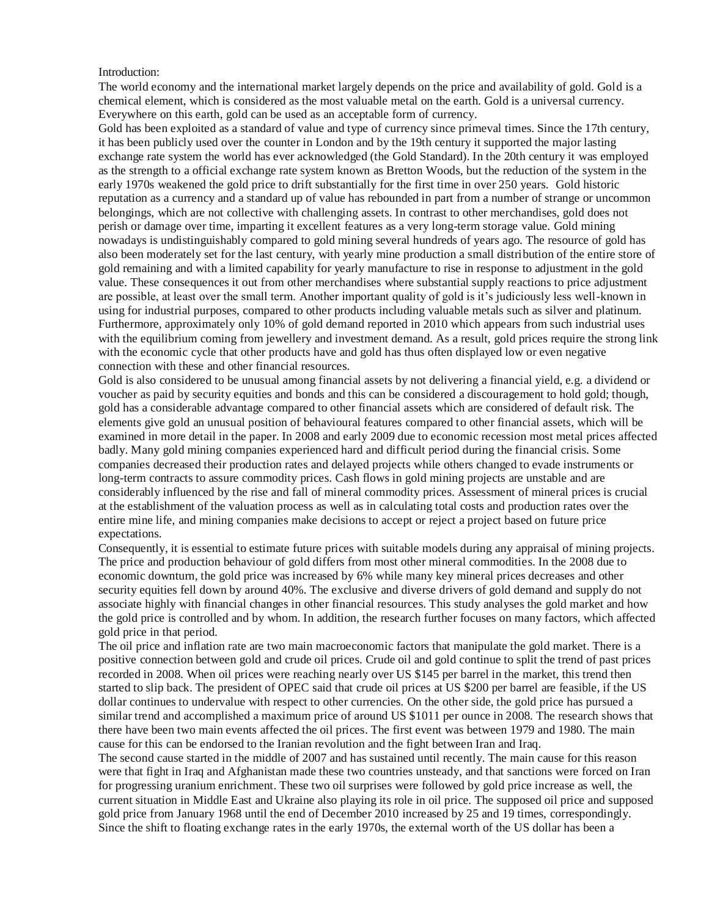Introduction:

The world economy and the international market largely depends on the price and availability of gold. Gold is a chemical element, which is considered as the most valuable metal on the earth. Gold is a universal currency. Everywhere on this earth, gold can be used as an acceptable form of currency.

Gold has been exploited as a standard of value and type of currency since primeval times. Since the 17th century, it has been publicly used over the counter in London and by the 19th century it supported the major lasting exchange rate system the world has ever acknowledged (the Gold Standard). In the 20th century it was employed as the strength to a official exchange rate system known as Bretton Woods, but the reduction of the system in the early 1970s weakened the gold price to drift substantially for the first time in over 250 years. Gold historic reputation as a currency and a standard up of value has rebounded in part from a number of strange or uncommon belongings, which are not collective with challenging assets. In contrast to other merchandises, gold does not perish or damage over time, imparting it excellent features as a very long-term storage value. Gold mining nowadays is undistinguishably compared to gold mining several hundreds of years ago. The resource of gold has also been moderately set for the last century, with yearly mine production a small distribution of the entire store of gold remaining and with a limited capability for yearly manufacture to rise in response to adjustment in the gold value. These consequences it out from other merchandises where substantial supply reactions to price adjustment are possible, at least over the small term. Another important quality of gold is it's judiciously less well-known in using for industrial purposes, compared to other products including valuable metals such as silver and platinum. Furthermore, approximately only 10% of gold demand reported in 2010 which appears from such industrial uses with the equilibrium coming from jewellery and investment demand. As a result, gold prices require the strong link with the economic cycle that other products have and gold has thus often displayed low or even negative connection with these and other financial resources.

Gold is also considered to be unusual among financial assets by not delivering a financial yield, e.g. a dividend or voucher as paid by security equities and bonds and this can be considered a discouragement to hold gold; though, gold has a considerable advantage compared to other financial assets which are considered of default risk. The elements give gold an unusual position of behavioural features compared to other financial assets, which will be examined in more detail in the paper. In 2008 and early 2009 due to economic recession most metal prices affected badly. Many gold mining companies experienced hard and difficult period during the financial crisis. Some companies decreased their production rates and delayed projects while others changed to evade instruments or long-term contracts to assure commodity prices. Cash flows in gold mining projects are unstable and are considerably influenced by the rise and fall of mineral commodity prices. Assessment of mineral prices is crucial at the establishment of the valuation process as well as in calculating total costs and production rates over the entire mine life, and mining companies make decisions to accept or reject a project based on future price expectations.

Consequently, it is essential to estimate future prices with suitable models during any appraisal of mining projects. The price and production behaviour of gold differs from most other mineral commodities. In the 2008 due to economic downturn, the gold price was increased by 6% while many key mineral prices decreases and other security equities fell down by around 40%. The exclusive and diverse drivers of gold demand and supply do not associate highly with financial changes in other financial resources. This study analyses the gold market and how the gold price is controlled and by whom. In addition, the research further focuses on many factors, which affected gold price in that period.

The oil price and inflation rate are two main macroeconomic factors that manipulate the gold market. There is a positive connection between gold and crude oil prices. Crude oil and gold continue to split the trend of past prices recorded in 2008. When oil prices were reaching nearly over US $145 per barrel in the market, this trend then started to slip back. The president of OPEC said that crude oil prices at US $200 per barrel are feasible, if the US dollar continues to undervalue with respect to other currencies. On the other side, the gold price has pursued a similar trend and accomplished a maximum price of around US $1011 per ounce in 2008. The research shows that there have been two main events affected the oil prices. The first event was between 1979 and 1980. The main cause for this can be endorsed to the Iranian revolution and the fight between Iran and Iraq.

The second cause started in the middle of 2007 and has sustained until recently. The main cause for this reason were that fight in Iraq and Afghanistan made these two countries unsteady, and that sanctions were forced on Iran for progressing uranium enrichment. These two oil surprises were followed by gold price increase as well, the current situation in Middle East and Ukraine also playing its role in oil price. The supposed oil price and supposed gold price from January 1968 until the end of December 2010 increased by 25 and 19 times, correspondingly. Since the shift to floating exchange rates in the early 1970s, the external worth of the US dollar has been a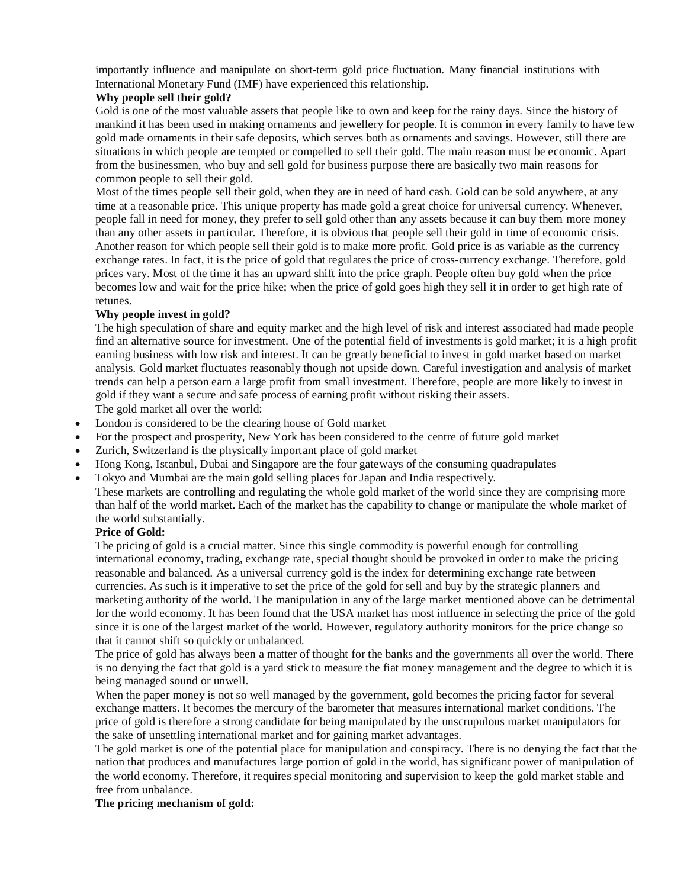importantly influence and manipulate on short-term gold price fluctuation. Many financial institutions with International Monetary Fund (IMF) have experienced this relationship.

**Why people sell their gold?**

Gold is one of the most valuable assets that people like to own and keep for the rainy days. Since the history of mankind it has been used in making ornaments and jewellery for people. It is common in every family to have few gold made ornaments in their safe deposits, which serves both as ornaments and savings. However, still there are situations in which people are tempted or compelled to sell their gold. The main reason must be economic. Apart from the businessmen, who buy and sell gold for business purpose there are basically two main reasons for common people to sell their gold.

Most of the times people sell their gold, when they are in need of hard cash. Gold can be sold anywhere, at any time at a reasonable price. This unique property has made gold a great choice for universal currency. Whenever, people fall in need for money, they prefer to sell gold other than any assets because it can buy them more money than any other assets in particular. Therefore, it is obvious that people sell their gold in time of economic crisis.

Another reason for which people sell their gold is to make more profit. Gold price is as variable as the currency exchange rates. In fact, it is the price of gold that regulates the price of cross-currency exchange. Therefore, gold prices vary. Most of the time it has an upward shift into the price graph. People often buy gold when the price becomes low and wait for the price hike; when the price of gold goes high they sell it in order to get high rate of retunes.

**Why people invest in gold?**

The high speculation of share and equity market and the high level of risk and interest associated had made people find an alternative source for investment. One of the potential field of investments is gold market; it is a high profit earning business with low risk and interest. It can be greatly beneficial to invest in gold market based on market analysis. Gold market fluctuates reasonably though not upside down. Careful investigation and analysis of market trends can help a person earn a large profit from small investment. Therefore, people are more likely to invest in gold if they want a secure and safe process of earning profit without risking their assets.

The gold market all over the world:

- London is considered to be the clearing house of Gold market
- For the prospect and prosperity, New York has been considered to the centre of future gold market
- Zurich, Switzerland is the physically important place of gold market
- Hong Kong, Istanbul, Dubai and Singapore are the four gateways of the consuming quadrapulates
- Tokyo and Mumbai are the main gold selling places for Japan and India respectively.

These markets are controlling and regulating the whole gold market of the world since they are comprising more than half of the world market. Each of the market has the capability to change or manipulate the whole market of the world substantially.

**Price of Gold:**

The pricing of gold is a crucial matter. Since this single commodity is powerful enough for controlling international economy, trading, exchange rate, special thought should be provoked in order to make the pricing reasonable and balanced. As a universal currency gold is the index for determining exchange rate between currencies. As such is it imperative to set the price of the gold for sell and buy by the strategic planners and marketing authority of the world. The manipulation in any of the large market mentioned above can be detrimental for the world economy. It has been found that the USA market has most influence in selecting the price of the gold since it is one of the largest market of the world. However, regulatory authority monitors for the price change so that it cannot shift so quickly or unbalanced.

The price of gold has always been a matter of thought for the banks and the governments all over the world. There is no denying the fact that gold is a yard stick to measure the fiat money management and the degree to which it is being managed sound or unwell.

When the paper money is not so well managed by the government, gold becomes the pricing factor for several exchange matters. It becomes the mercury of the barometer that measures international market conditions. The price of gold is therefore a strong candidate for being manipulated by the unscrupulous market manipulators for the sake of unsettling international market and for gaining market advantages.

The gold market is one of the potential place for manipulation and conspiracy. There is no denying the fact that the nation that produces and manufactures large portion of gold in the world, has significant power of manipulation of the world economy. Therefore, it requires special monitoring and supervision to keep the gold market stable and free from unbalance.

**The pricing mechanism of gold:**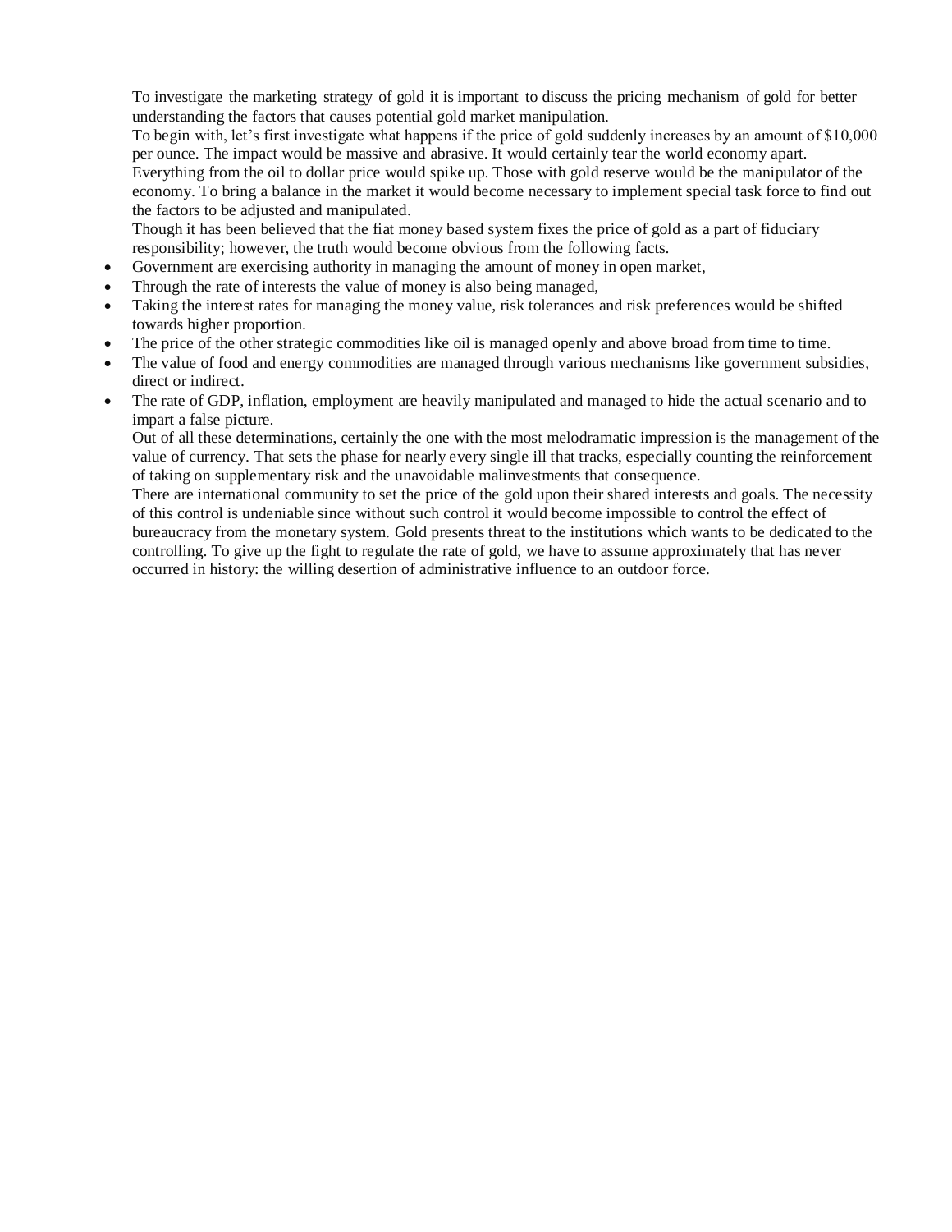To investigate the marketing strategy of gold it is important to discuss the pricing mechanism of gold for better understanding the factors that causes potential gold market manipulation.

To begin with, let's first investigate what happens if the price of gold suddenly increases by an amount of $10,000 per ounce. The impact would be massive and abrasive. It would certainly tear the world economy apart. Everything from the oil to dollar price would spike up. Those with gold reserve would be the manipulator of the economy. To bring a balance in the market it would become necessary to implement special task force to find out the factors to be adjusted and manipulated.

Though it has been believed that the fiat money based system fixes the price of gold as a part of fiduciary responsibility; however, the truth would become obvious from the following facts.

- Government are exercising authority in managing the amount of money in open market,
- Through the rate of interests the value of money is also being managed,
- Taking the interest rates for managing the money value, risk tolerances and risk preferences would be shifted towards higher proportion.
- The price of the other strategic commodities like oil is managed openly and above broad from time to time.
- The value of food and energy commodities are managed through various mechanisms like government subsidies, direct or indirect.
- The rate of GDP, inflation, employment are heavily manipulated and managed to hide the actual scenario and to impart a false picture.

Out of all these determinations, certainly the one with the most melodramatic impression is the management of the value of currency. That sets the phase for nearly every single ill that tracks, especially counting the reinforcement of taking on supplementary risk and the unavoidable malinvestments that consequence.

There are international community to set the price of the gold upon their shared interests and goals. The necessity of this control is undeniable since without such control it would become impossible to control the effect of bureaucracy from the monetary system. Gold presents threat to the institutions which wants to be dedicated to the controlling. To give up the fight to regulate the rate of gold, we have to assume approximately that has never occurred in history: the willing desertion of administrative influence to an outdoor force.